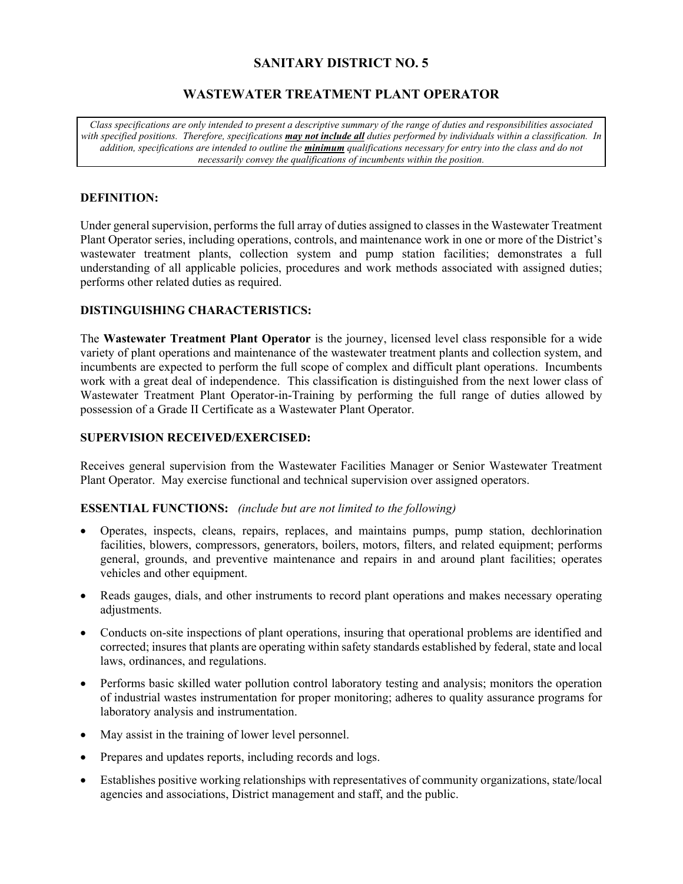# SANITARY DISTRICT NO. 5

## WASTEWATER TREATMENT PLANT OPERATOR

*Class specifications are only intended to present a descriptive summary of the range of duties and responsibilities associated with specified positions. Therefore, specifications* ***may not include all*** *duties performed by individuals within a classification. In addition, specifications are intended to outline the* ***minimum*** *qualifications necessary for entry into the class and do not necessarily convey the qualifications of incumbents within the position.*

### DEFINITION:

Under general supervision, performs the full array of duties assigned to classes in the Wastewater Treatment Plant Operator series, including operations, controls, and maintenance work in one or more of the District's wastewater treatment plants, collection system and pump station facilities; demonstrates a full understanding of all applicable policies, procedures and work methods associated with assigned duties; performs other related duties as required.

### DISTINGUISHING CHARACTERISTICS:

The **Wastewater Treatment Plant Operator** is the journey, licensed level class responsible for a wide variety of plant operations and maintenance of the wastewater treatment plants and collection system, and incumbents are expected to perform the full scope of complex and difficult plant operations. Incumbents work with a great deal of independence. This classification is distinguished from the next lower class of Wastewater Treatment Plant Operator-in-Training by performing the full range of duties allowed by possession of a Grade II Certificate as a Wastewater Plant Operator.

### SUPERVISION RECEIVED/EXERCISED:

Receives general supervision from the Wastewater Facilities Manager or Senior Wastewater Treatment Plant Operator. May exercise functional and technical supervision over assigned operators.

### ESSENTIAL FUNCTIONS: *(include but are not limited to the following)*

- Operates, inspects, cleans, repairs, replaces, and maintains pumps, pump station, dechlorination facilities, blowers, compressors, generators, boilers, motors, filters, and related equipment; performs general, grounds, and preventive maintenance and repairs in and around plant facilities; operates vehicles and other equipment.
- Reads gauges, dials, and other instruments to record plant operations and makes necessary operating adjustments.
- Conducts on-site inspections of plant operations, insuring that operational problems are identified and corrected; insures that plants are operating within safety standards established by federal, state and local laws, ordinances, and regulations.
- Performs basic skilled water pollution control laboratory testing and analysis; monitors the operation of industrial wastes instrumentation for proper monitoring; adheres to quality assurance programs for laboratory analysis and instrumentation.
- May assist in the training of lower level personnel.
- Prepares and updates reports, including records and logs.
- Establishes positive working relationships with representatives of community organizations, state/local agencies and associations, District management and staff, and the public.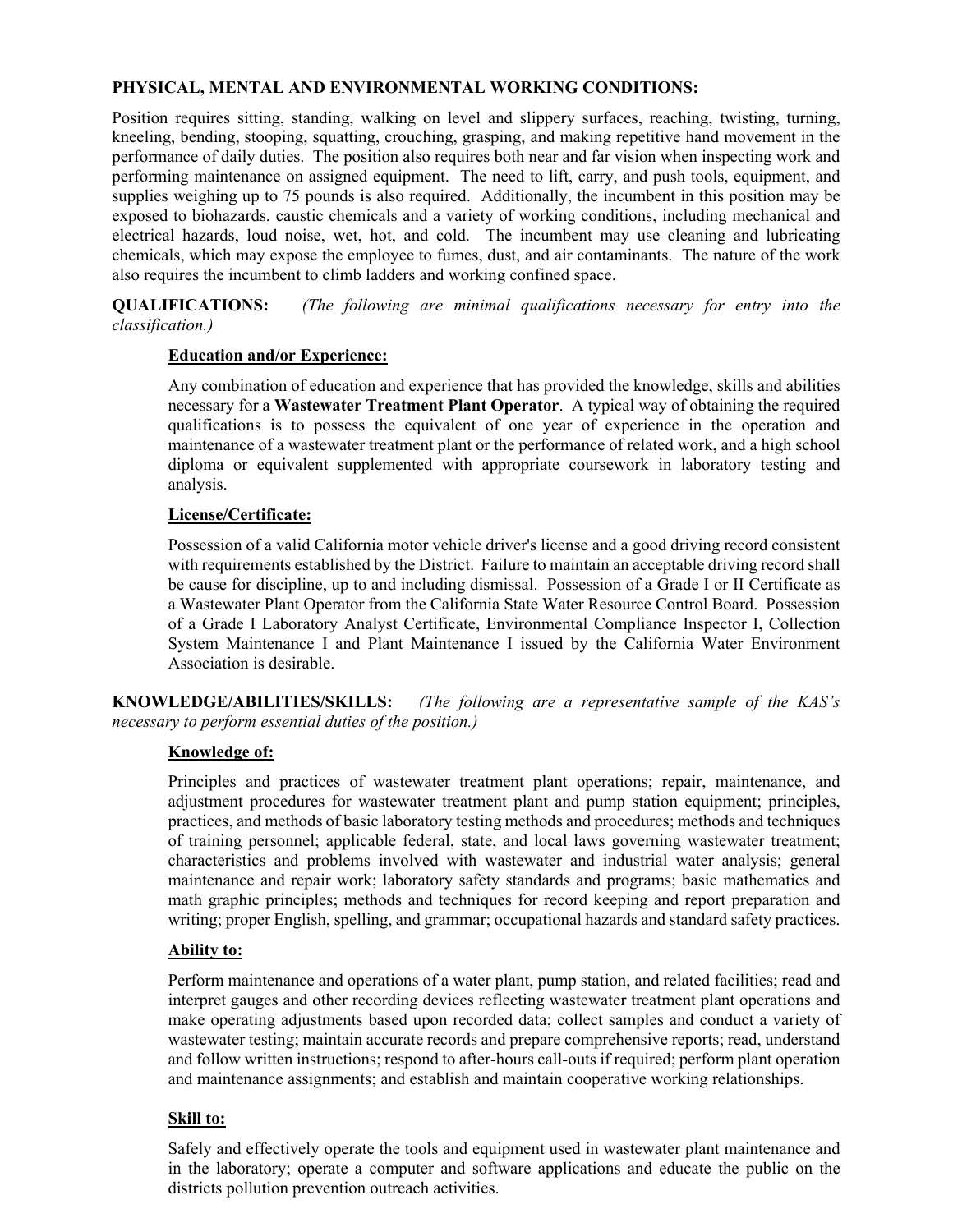**PHYSICAL, MENTAL AND ENVIRONMENTAL WORKING CONDITIONS:**

Position requires sitting, standing, walking on level and slippery surfaces, reaching, twisting, turning, kneeling, bending, stooping, squatting, crouching, grasping, and making repetitive hand movement in the performance of daily duties. The position also requires both near and far vision when inspecting work and performing maintenance on assigned equipment. The need to lift, carry, and push tools, equipment, and supplies weighing up to 75 pounds is also required. Additionally, the incumbent in this position may be exposed to biohazards, caustic chemicals and a variety of working conditions, including mechanical and electrical hazards, loud noise, wet, hot, and cold. The incumbent may use cleaning and lubricating chemicals, which may expose the employee to fumes, dust, and air contaminants. The nature of the work also requires the incumbent to climb ladders and working confined space.

**QUALIFICATIONS:** *(The following are minimal qualifications necessary for entry into the classification.)*

**Education and/or Experience:**

Any combination of education and experience that has provided the knowledge, skills and abilities necessary for a **Wastewater Treatment Plant Operator**. A typical way of obtaining the required qualifications is to possess the equivalent of one year of experience in the operation and maintenance of a wastewater treatment plant or the performance of related work, and a high school diploma or equivalent supplemented with appropriate coursework in laboratory testing and analysis.

**License/Certificate:**

Possession of a valid California motor vehicle driver's license and a good driving record consistent with requirements established by the District. Failure to maintain an acceptable driving record shall be cause for discipline, up to and including dismissal. Possession of a Grade I or II Certificate as a Wastewater Plant Operator from the California State Water Resource Control Board. Possession of a Grade I Laboratory Analyst Certificate, Environmental Compliance Inspector I, Collection System Maintenance I and Plant Maintenance I issued by the California Water Environment Association is desirable.

**KNOWLEDGE/ABILITIES/SKILLS:** *(The following are a representative sample of the KAS's necessary to perform essential duties of the position.)*

**Knowledge of:**

Principles and practices of wastewater treatment plant operations; repair, maintenance, and adjustment procedures for wastewater treatment plant and pump station equipment; principles, practices, and methods of basic laboratory testing methods and procedures; methods and techniques of training personnel; applicable federal, state, and local laws governing wastewater treatment; characteristics and problems involved with wastewater and industrial water analysis; general maintenance and repair work; laboratory safety standards and programs; basic mathematics and math graphic principles; methods and techniques for record keeping and report preparation and writing; proper English, spelling, and grammar; occupational hazards and standard safety practices.

**Ability to:**

Perform maintenance and operations of a water plant, pump station, and related facilities; read and interpret gauges and other recording devices reflecting wastewater treatment plant operations and make operating adjustments based upon recorded data; collect samples and conduct a variety of wastewater testing; maintain accurate records and prepare comprehensive reports; read, understand and follow written instructions; respond to after-hours call-outs if required; perform plant operation and maintenance assignments; and establish and maintain cooperative working relationships.

**Skill to:**

Safely and effectively operate the tools and equipment used in wastewater plant maintenance and in the laboratory; operate a computer and software applications and educate the public on the districts pollution prevention outreach activities.